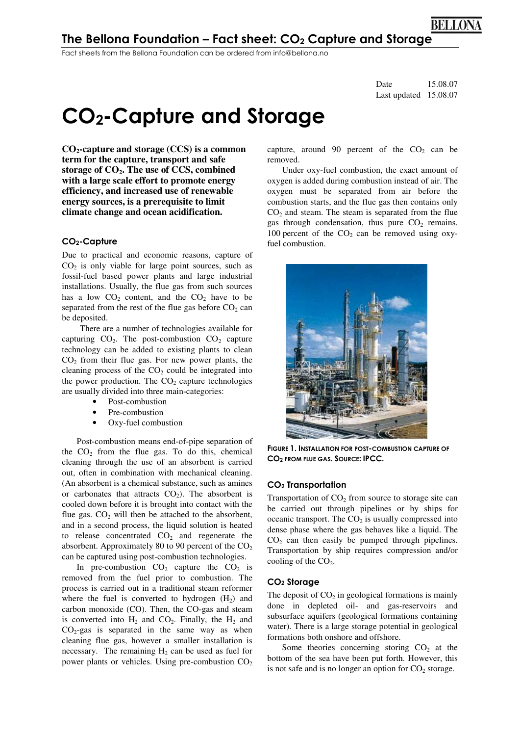The Bellona Foundation – Fact sheet: $CO_2$ Capture and Storage

Fact sheets from the Bellona Foundation can be ordered from info@bellona.no

Date 15.08.07
Last updated 15.08.07

# $CO_2$-Capture and Storage

**$CO_2$-capture and storage (CCS) is a common term for the capture, transport and safe storage of $CO_2$. The use of CCS, combined with a large scale effort to promote energy efficiency, and increased use of renewable energy sources, is a prerequisite to limit climate change and ocean acidification.**

## $CO_2$-Capture

Due to practical and economic reasons, capture of $CO_2$ is only viable for large point sources, such as fossil-fuel based power plants and large industrial installations. Usually, the flue gas from such sources has a low $CO_2$ content, and the $CO_2$ have to be separated from the rest of the flue gas before $CO_2$ can be deposited.

There are a number of technologies available for capturing $CO_2$. The post-combustion $CO_2$ capture technology can be added to existing plants to clean $CO_2$ from their flue gas. For new power plants, the cleaning process of the $CO_2$ could be integrated into the power production. The $CO_2$ capture technologies are usually divided into three main-categories:

- Post-combustion
- Pre-combustion
- Oxy-fuel combustion

Post-combustion means end-of-pipe separation of the $CO_2$ from the flue gas. To do this, chemical cleaning through the use of an absorbent is carried out, often in combination with mechanical cleaning. (An absorbent is a chemical substance, such as amines or carbonates that attracts $CO_2$). The absorbent is cooled down before it is brought into contact with the flue gas. $CO_2$ will then be attached to the absorbent, and in a second process, the liquid solution is heated to release concentrated $CO_2$ and regenerate the absorbent. Approximately 80 to 90 percent of the $CO_2$ can be captured using post-combustion technologies.

In pre-combustion $CO_2$ capture the $CO_2$ is removed from the fuel prior to combustion. The process is carried out in a traditional steam reformer where the fuel is converted to hydrogen ($H_2$) and carbon monoxide (CO). Then, the CO-gas and steam is converted into $H_2$ and $CO_2$. Finally, the $H_2$ and $CO_2$-gas is separated in the same way as when cleaning flue gas, however a smaller installation is necessary. The remaining $H_2$ can be used as fuel for power plants or vehicles. Using pre-combustion $CO_2$ capture, around 90 percent of the $CO_2$ can be removed.

Under oxy-fuel combustion, the exact amount of oxygen is added during combustion instead of air. The oxygen must be separated from air before the combustion starts, and the flue gas then contains only $CO_2$ and steam. The steam is separated from the flue gas through condensation, thus pure $CO_2$ remains. 100 percent of the $CO_2$ can be removed using oxy-fuel combustion.

**FIGURE 1. INSTALLATION FOR POST-COMBUSTION CAPTURE OF $CO_2$ FROM FLUE GAS. SOURCE: IPCC.**

## $CO_2$ Transportation

Transportation of $CO_2$ from source to storage site can be carried out through pipelines or by ships for oceanic transport. The $CO_2$ is usually compressed into dense phase where the gas behaves like a liquid. The $CO_2$ can then easily be pumped through pipelines. Transportation by ship requires compression and/or cooling of the $CO_2$.

## $CO_2$ Storage

The deposit of $CO_2$ in geological formations is mainly done in depleted oil- and gas-reservoirs and subsurface aquifers (geological formations containing water). There is a large storage potential in geological formations both onshore and offshore.

Some theories concerning storing $CO_2$ at the bottom of the sea have been put forth. However, this is not safe and is no longer an option for $CO_2$ storage.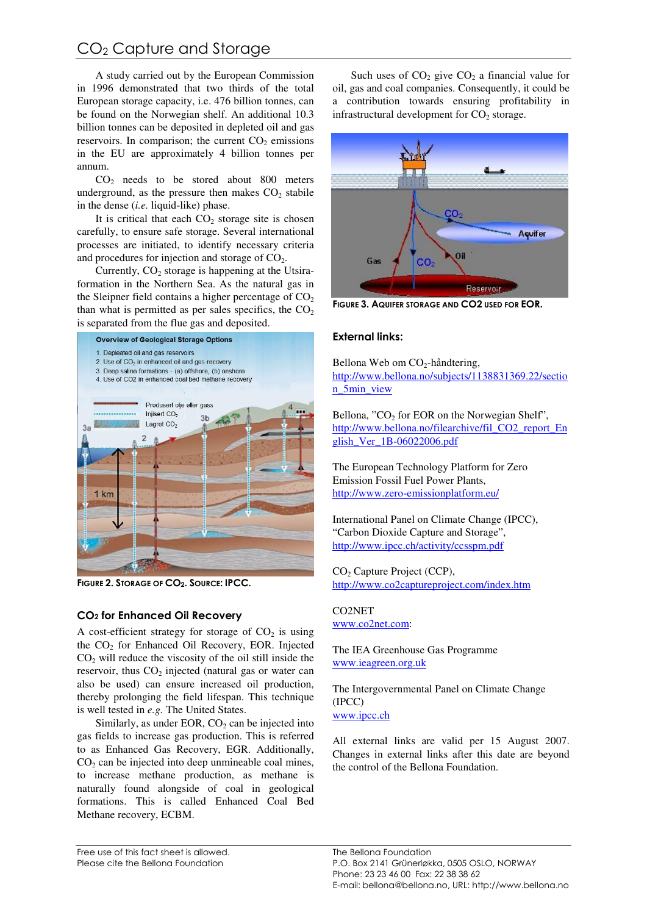A study carried out by the European Commission in 1996 demonstrated that two thirds of the total European storage capacity, i.e. 476 billion tonnes, can be found on the Norwegian shelf. An additional 10.3 billion tonnes can be deposited in depleted oil and gas reservoirs. In comparison; the current $CO_2$ emissions in the EU are approximately 4 billion tonnes per annum.

$CO_2$ needs to be stored about 800 meters underground, as the pressure then makes $CO_2$ stabile in the dense (*i.e.* liquid-like) phase.

It is critical that each $CO_2$ storage site is chosen carefully, to ensure safe storage. Several international processes are initiated, to identify necessary criteria and procedures for injection and storage of $CO_2$.

Currently, $CO_2$ storage is happening at the Utsira-formation in the Northern Sea. As the natural gas in the Sleipner field contains a higher percentage of $CO_2$ than what is permitted as per sales specifics, the $CO_2$ is separated from the flue gas and deposited.

Overview of Geological Storage Options
1. Depleated oil and gas reservoirs
2. Use of $CO_2$ in enhanced oil and gas recovery
3. Deep saline formations - (a) offshore, (b) onshore
4. Use of CO2 in enhanced coal bed methane recovery

Produsert olje eller gass
Injisert $CO_2$
Lagret $CO_2$
1 km

**FIGURE 2. STORAGE OF $CO_2$. SOURCE: IPCC.**

## $CO_2$ for Enhanced Oil Recovery

A cost-efficient strategy for storage of $CO_2$ is using the $CO_2$ for Enhanced Oil Recovery, EOR. Injected $CO_2$ will reduce the viscosity of the oil still inside the reservoir, thus $CO_2$ injected (natural gas or water can also be used) can ensure increased oil production, thereby prolonging the field lifespan. This technique is well tested in *e.g.* The United States.

Similarly, as under EOR, $CO_2$ can be injected into gas fields to increase gas production. This is referred to as Enhanced Gas Recovery, EGR. Additionally, $CO_2$ can be injected into deep unmineable coal mines, to increase methane production, as methane is naturally found alongside of coal in geological formations. This is called Enhanced Coal Bed Methane recovery, ECBM.

Such uses of $CO_2$ give $CO_2$ a financial value for oil, gas and coal companies. Consequently, it could be a contribution towards ensuring profitability in infrastructural development for $CO_2$ storage.

$CO_2$
Aquifer
Gas
$CO_2$
Oil
Reservoir

**FIGURE 3. AQUIFER STORAGE AND CO2 USED FOR EOR.**

## External links:

Bellona Web om $CO_2$-håndtering,
http://www.bellona.no/subjects/1138831369.22/section_5min_view

Bellona, "$CO_2$ for EOR on the Norwegian Shelf",
http://www.bellona.no/filearchive/fil_CO2_report_English_Ver_1B-06022006.pdf

The European Technology Platform for Zero Emission Fossil Fuel Power Plants,
http://www.zero-emissionplatform.eu/

International Panel on Climate Change (IPCC), "Carbon Dioxide Capture and Storage",
http://www.ipcc.ch/activity/ccsspm.pdf

$CO_2$ Capture Project (CCP),
http://www.co2captureproject.com/index.htm

CO2NET
www.co2net.com:

The IEA Greenhouse Gas Programme
www.ieagreen.org.uk

The Intergovernmental Panel on Climate Change (IPCC)
www.ipcc.ch

All external links are valid per 15 August 2007. Changes in external links after this date are beyond the control of the Bellona Foundation.

Free use of this fact sheet is allowed.
Please cite the Bellona Foundation

The Bellona Foundation
P.O. Box 2141 Grünerløkka, 0505 OSLO, NORWAY
Phone: 23 23 46 00 Fax: 22 38 38 62
E-mail: bellona@bellona.no, URL: http://www.bellona.no